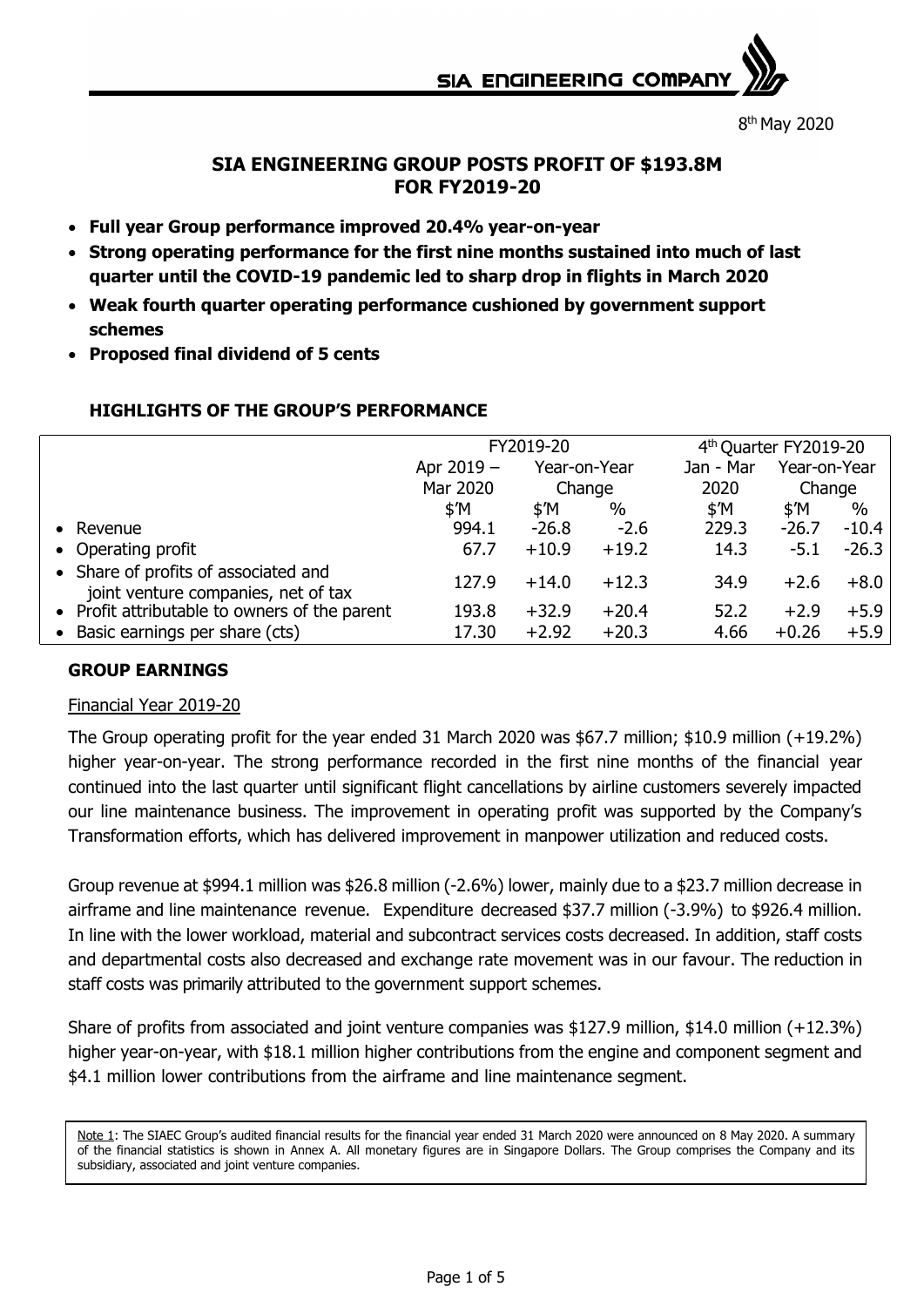8th May 2020

# SIA ENGINEERING GROUP POSTS PROFIT OF $193.8M FOR FY2019-20

- **Full year Group performance improved 20.4% year-on-year**
- **Strong operating performance for the first nine months sustained into much of last quarter until the COVID-19 pandemic led to sharp drop in flights in March 2020**
- **Weak fourth quarter operating performance cushioned by government support schemes**
- **Proposed final dividend of 5 cents**

## HIGHLIGHTS OF THE GROUP'S PERFORMANCE

| | FY2019-20 | | | 4th Quarter FY2019-20 | | |
|---|---|---|---|---|---|---|
| | Apr 2019 – Mar 2020 | Year-on-Year Change | | Jan - Mar 2020 | Year-on-Year Change | |
| | $'M | $'M | % | $'M | $'M | % |
| • Revenue | 994.1 | -26.8 | -2.6 | 229.3 | -26.7 | -10.4 |
| • Operating profit | 67.7 | +10.9 | +19.2 | 14.3 | -5.1 | -26.3 |
| • Share of profits of associated and joint venture companies, net of tax | 127.9 | +14.0 | +12.3 | 34.9 | +2.6 | +8.0 |
| • Profit attributable to owners of the parent | 193.8 | +32.9 | +20.4 | 52.2 | +2.9 | +5.9 |
| • Basic earnings per share (cts) | 17.30 | +2.92 | +20.3 | 4.66 | +0.26 | +5.9 |

## GROUP EARNINGS

Financial Year 2019-20

The Group operating profit for the year ended 31 March 2020 was $67.7 million; $10.9 million (+19.2%) higher year-on-year. The strong performance recorded in the first nine months of the financial year continued into the last quarter until significant flight cancellations by airline customers severely impacted our line maintenance business. The improvement in operating profit was supported by the Company's Transformation efforts, which has delivered improvement in manpower utilization and reduced costs.

Group revenue at $994.1 million was $26.8 million (-2.6%) lower, mainly due to a $23.7 million decrease in airframe and line maintenance revenue. Expenditure decreased $37.7 million (-3.9%) to $926.4 million. In line with the lower workload, material and subcontract services costs decreased. In addition, staff costs and departmental costs also decreased and exchange rate movement was in our favour. The reduction in staff costs was primarily attributed to the government support schemes.

Share of profits from associated and joint venture companies was $127.9 million, $14.0 million (+12.3%) higher year-on-year, with $18.1 million higher contributions from the engine and component segment and $4.1 million lower contributions from the airframe and line maintenance segment.

Note 1: The SIAEC Group's audited financial results for the financial year ended 31 March 2020 were announced on 8 May 2020. A summary of the financial statistics is shown in Annex A. All monetary figures are in Singapore Dollars. The Group comprises the Company and its subsidiary, associated and joint venture companies.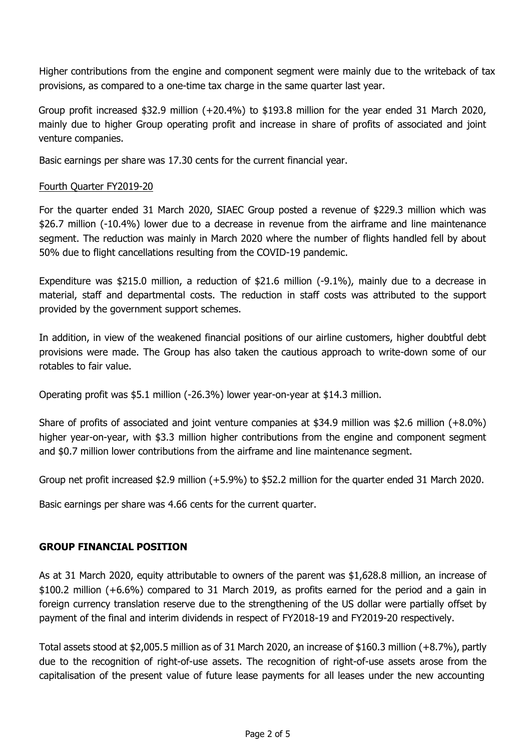Higher contributions from the engine and component segment were mainly due to the writeback of tax provisions, as compared to a one-time tax charge in the same quarter last year.

Group profit increased $32.9 million (+20.4%) to $193.8 million for the year ended 31 March 2020, mainly due to higher Group operating profit and increase in share of profits of associated and joint venture companies.

Basic earnings per share was 17.30 cents for the current financial year.

Fourth Quarter FY2019-20

For the quarter ended 31 March 2020, SIAEC Group posted a revenue of $229.3 million which was $26.7 million (-10.4%) lower due to a decrease in revenue from the airframe and line maintenance segment. The reduction was mainly in March 2020 where the number of flights handled fell by about 50% due to flight cancellations resulting from the COVID-19 pandemic.

Expenditure was $215.0 million, a reduction of $21.6 million (-9.1%), mainly due to a decrease in material, staff and departmental costs. The reduction in staff costs was attributed to the support provided by the government support schemes.

In addition, in view of the weakened financial positions of our airline customers, higher doubtful debt provisions were made. The Group has also taken the cautious approach to write-down some of our rotables to fair value.

Operating profit was $5.1 million (-26.3%) lower year-on-year at $14.3 million.

Share of profits of associated and joint venture companies at $34.9 million was $2.6 million (+8.0%) higher year-on-year, with $3.3 million higher contributions from the engine and component segment and $0.7 million lower contributions from the airframe and line maintenance segment.

Group net profit increased $2.9 million (+5.9%) to $52.2 million for the quarter ended 31 March 2020.

Basic earnings per share was 4.66 cents for the current quarter.

## GROUP FINANCIAL POSITION

As at 31 March 2020, equity attributable to owners of the parent was $1,628.8 million, an increase of $100.2 million (+6.6%) compared to 31 March 2019, as profits earned for the period and a gain in foreign currency translation reserve due to the strengthening of the US dollar were partially offset by payment of the final and interim dividends in respect of FY2018-19 and FY2019-20 respectively.

Total assets stood at $2,005.5 million as of 31 March 2020, an increase of $160.3 million (+8.7%), partly due to the recognition of right-of-use assets. The recognition of right-of-use assets arose from the capitalisation of the present value of future lease payments for all leases under the new accounting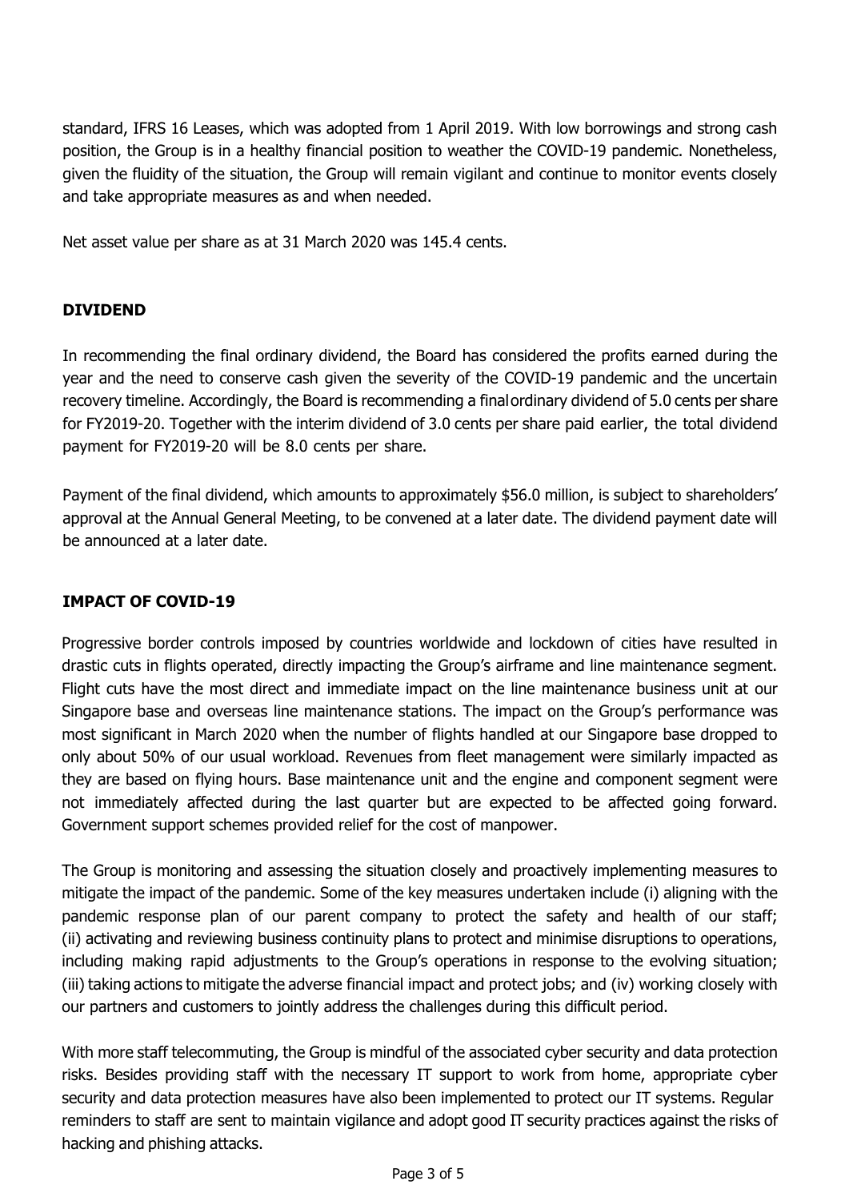standard, IFRS 16 Leases, which was adopted from 1 April 2019. With low borrowings and strong cash position, the Group is in a healthy financial position to weather the COVID-19 pandemic. Nonetheless, given the fluidity of the situation, the Group will remain vigilant and continue to monitor events closely and take appropriate measures as and when needed.

Net asset value per share as at 31 March 2020 was 145.4 cents.

## DIVIDEND

In recommending the final ordinary dividend, the Board has considered the profits earned during the year and the need to conserve cash given the severity of the COVID-19 pandemic and the uncertain recovery timeline. Accordingly, the Board is recommending a final ordinary dividend of 5.0 cents per share for FY2019-20. Together with the interim dividend of 3.0 cents per share paid earlier, the total dividend payment for FY2019-20 will be 8.0 cents per share.

Payment of the final dividend, which amounts to approximately $56.0 million, is subject to shareholders' approval at the Annual General Meeting, to be convened at a later date. The dividend payment date will be announced at a later date.

## IMPACT OF COVID-19

Progressive border controls imposed by countries worldwide and lockdown of cities have resulted in drastic cuts in flights operated, directly impacting the Group's airframe and line maintenance segment. Flight cuts have the most direct and immediate impact on the line maintenance business unit at our Singapore base and overseas line maintenance stations. The impact on the Group's performance was most significant in March 2020 when the number of flights handled at our Singapore base dropped to only about 50% of our usual workload. Revenues from fleet management were similarly impacted as they are based on flying hours. Base maintenance unit and the engine and component segment were not immediately affected during the last quarter but are expected to be affected going forward. Government support schemes provided relief for the cost of manpower.

The Group is monitoring and assessing the situation closely and proactively implementing measures to mitigate the impact of the pandemic. Some of the key measures undertaken include (i) aligning with the pandemic response plan of our parent company to protect the safety and health of our staff; (ii) activating and reviewing business continuity plans to protect and minimise disruptions to operations, including making rapid adjustments to the Group's operations in response to the evolving situation; (iii) taking actions to mitigate the adverse financial impact and protect jobs; and (iv) working closely with our partners and customers to jointly address the challenges during this difficult period.

With more staff telecommuting, the Group is mindful of the associated cyber security and data protection risks. Besides providing staff with the necessary IT support to work from home, appropriate cyber security and data protection measures have also been implemented to protect our IT systems. Regular reminders to staff are sent to maintain vigilance and adopt good IT security practices against the risks of hacking and phishing attacks.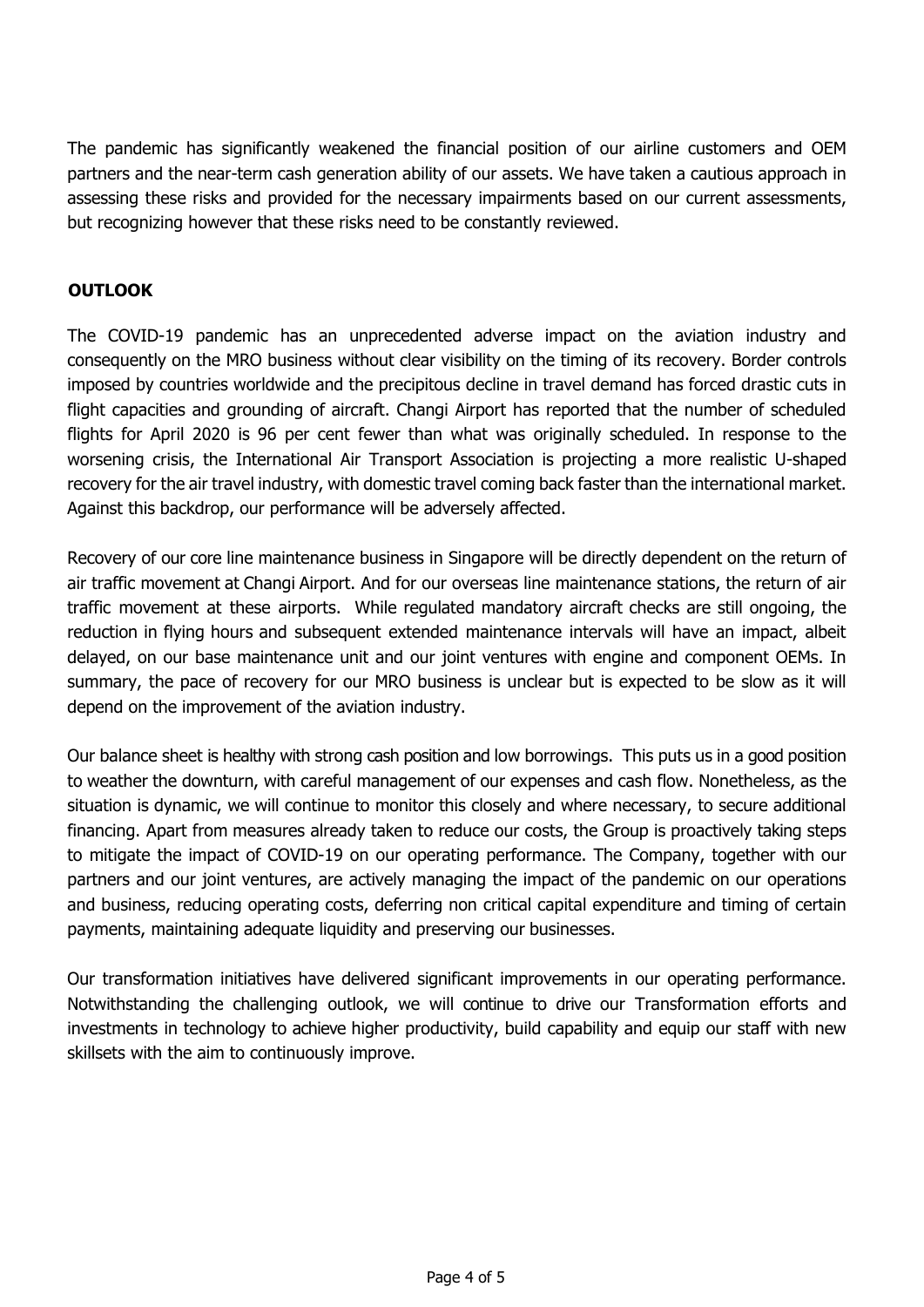The pandemic has significantly weakened the financial position of our airline customers and OEM partners and the near-term cash generation ability of our assets. We have taken a cautious approach in assessing these risks and provided for the necessary impairments based on our current assessments, but recognizing however that these risks need to be constantly reviewed.

## OUTLOOK

The COVID-19 pandemic has an unprecedented adverse impact on the aviation industry and consequently on the MRO business without clear visibility on the timing of its recovery. Border controls imposed by countries worldwide and the precipitous decline in travel demand has forced drastic cuts in flight capacities and grounding of aircraft. Changi Airport has reported that the number of scheduled flights for April 2020 is 96 per cent fewer than what was originally scheduled. In response to the worsening crisis, the International Air Transport Association is projecting a more realistic U-shaped recovery for the air travel industry, with domestic travel coming back faster than the international market. Against this backdrop, our performance will be adversely affected.

Recovery of our core line maintenance business in Singapore will be directly dependent on the return of air traffic movement at Changi Airport. And for our overseas line maintenance stations, the return of air traffic movement at these airports. While regulated mandatory aircraft checks are still ongoing, the reduction in flying hours and subsequent extended maintenance intervals will have an impact, albeit delayed, on our base maintenance unit and our joint ventures with engine and component OEMs. In summary, the pace of recovery for our MRO business is unclear but is expected to be slow as it will depend on the improvement of the aviation industry.

Our balance sheet is healthy with strong cash position and low borrowings. This puts us in a good position to weather the downturn, with careful management of our expenses and cash flow. Nonetheless, as the situation is dynamic, we will continue to monitor this closely and where necessary, to secure additional financing. Apart from measures already taken to reduce our costs, the Group is proactively taking steps to mitigate the impact of COVID-19 on our operating performance. The Company, together with our partners and our joint ventures, are actively managing the impact of the pandemic on our operations and business, reducing operating costs, deferring non critical capital expenditure and timing of certain payments, maintaining adequate liquidity and preserving our businesses.

Our transformation initiatives have delivered significant improvements in our operating performance. Notwithstanding the challenging outlook, we will continue to drive our Transformation efforts and investments in technology to achieve higher productivity, build capability and equip our staff with new skillsets with the aim to continuously improve.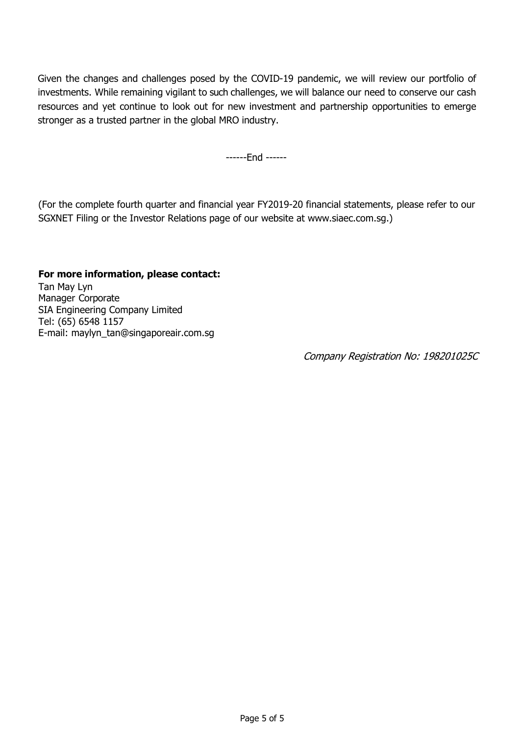Given the changes and challenges posed by the COVID-19 pandemic, we will review our portfolio of investments. While remaining vigilant to such challenges, we will balance our need to conserve our cash resources and yet continue to look out for new investment and partnership opportunities to emerge stronger as a trusted partner in the global MRO industry.

------End ------

(For the complete fourth quarter and financial year FY2019-20 financial statements, please refer to our SGXNET Filing or the Investor Relations page of our website at www.siaec.com.sg.)

**For more information, please contact:**
Tan May Lyn
Manager Corporate
SIA Engineering Company Limited
Tel: (65) 6548 1157
E-mail: maylyn_tan@singaporeair.com.sg

*Company Registration No: 198201025C*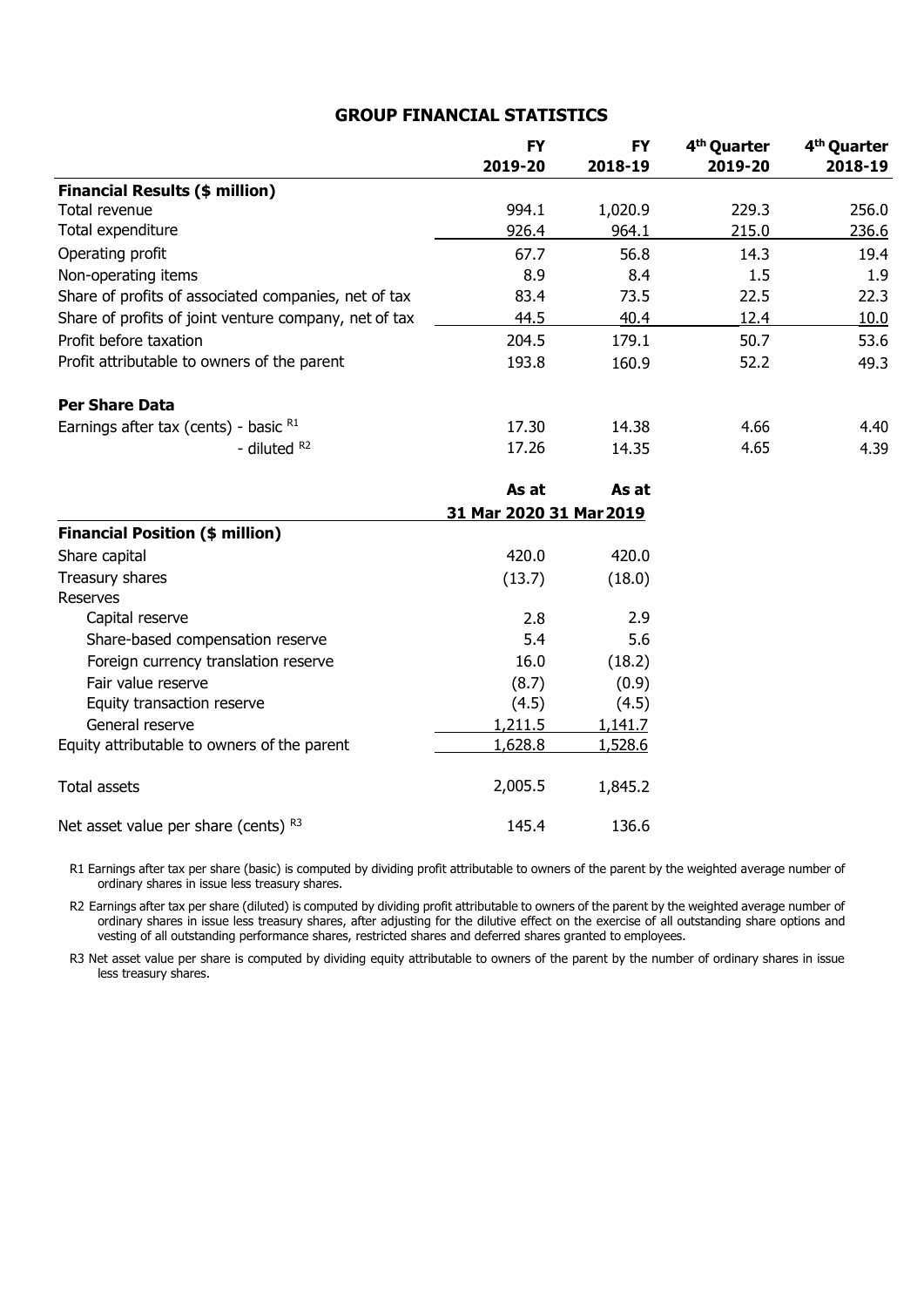## GROUP FINANCIAL STATISTICS

| | FY 2019-20 | FY 2018-19 | 4th Quarter 2019-20 | 4th Quarter 2018-19 |
|---|---|---|---|---|
| **Financial Results ($ million)** | | | | |
| Total revenue | 994.1 | 1,020.9 | 229.3 | 256.0 |
| Total expenditure | 926.4 | 964.1 | 215.0 | 236.6 |
| Operating profit | 67.7 | 56.8 | 14.3 | 19.4 |
| Non-operating items | 8.9 | 8.4 | 1.5 | 1.9 |
| Share of profits of associated companies, net of tax | 83.4 | 73.5 | 22.5 | 22.3 |
| Share of profits of joint venture company, net of tax | 44.5 | 40.4 | 12.4 | 10.0 |
| Profit before taxation | 204.5 | 179.1 | 50.7 | 53.6 |
| Profit attributable to owners of the parent | 193.8 | 160.9 | 52.2 | 49.3 |
| **Per Share Data** | | | | |
| Earnings after tax (cents) - basic [R1] | 17.30 | 14.38 | 4.66 | 4.40 |
| - diluted [R2] | 17.26 | 14.35 | 4.65 | 4.39 |

| | As at 31 Mar 2020 | As at 31 Mar 2019 |
|---|---|---|
| **Financial Position ($ million)** | | |
| Share capital | 420.0 | 420.0 |
| Treasury shares | (13.7) | (18.0) |
| Reserves | | |
| Capital reserve | 2.8 | 2.9 |
| Share-based compensation reserve | 5.4 | 5.6 |
| Foreign currency translation reserve | 16.0 | (18.2) |
| Fair value reserve | (8.7) | (0.9) |
| Equity transaction reserve | (4.5) | (4.5) |
| General reserve | 1,211.5 | 1,141.7 |
| Equity attributable to owners of the parent | 1,628.8 | 1,528.6 |
| Total assets | 2,005.5 | 1,845.2 |
| Net asset value per share (cents) [R3] | 145.4 | 136.6 |

R1 Earnings after tax per share (basic) is computed by dividing profit attributable to owners of the parent by the weighted average number of ordinary shares in issue less treasury shares.

R2 Earnings after tax per share (diluted) is computed by dividing profit attributable to owners of the parent by the weighted average number of ordinary shares in issue less treasury shares, after adjusting for the dilutive effect on the exercise of all outstanding share options and vesting of all outstanding performance shares, restricted shares and deferred shares granted to employees.

R3 Net asset value per share is computed by dividing equity attributable to owners of the parent by the number of ordinary shares in issue less treasury shares.